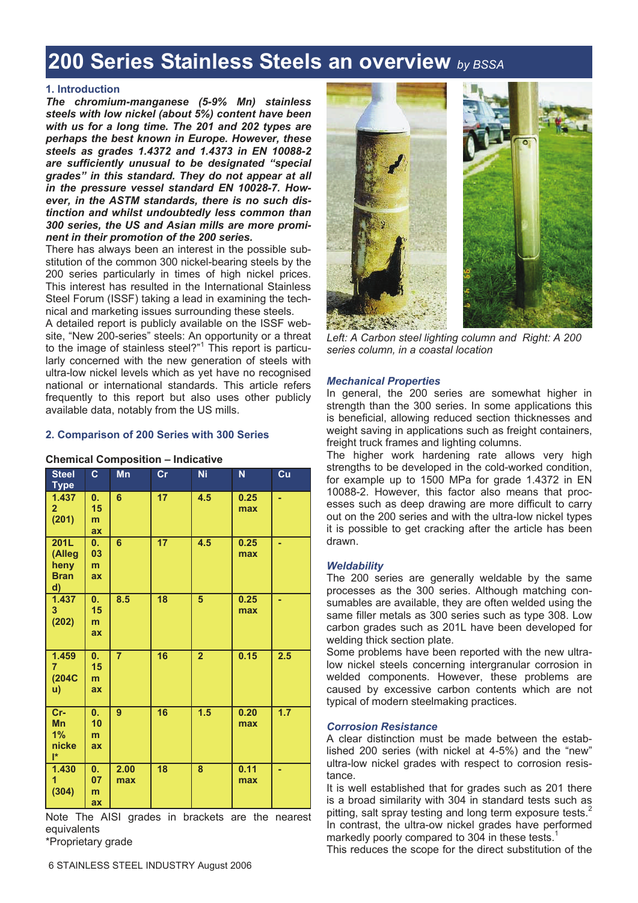# 200 Series Stainless Steels an overview *by BSSA*

## 1. Introduction

***The chromium-manganese (5-9% Mn) stainless steels with low nickel (about 5%) content have been with us for a long time. The 201 and 202 types are perhaps the best known in Europe. However, these steels as grades 1.4372 and 1.4373 in EN 10088-2 are sufficiently unusual to be designated "special grades" in this standard. They do not appear at all in the pressure vessel standard EN 10028-7. However, in the ASTM standards, there is no such distinction and whilst undoubtedly less common than 300 series, the US and Asian mills are more prominent in their promotion of the 200 series.***

There has always been an interest in the possible substitution of the common 300 nickel-bearing steels by the 200 series particularly in times of high nickel prices. This interest has resulted in the International Stainless Steel Forum (ISSF) taking a lead in examining the technical and marketing issues surrounding these steels.

A detailed report is publicly available on the ISSF website, "New 200-series" steels: An opportunity or a threat to the image of stainless steel?"[1] This report is particularly concerned with the new generation of steels with ultra-low nickel levels which as yet have no recognised national or international standards. This article refers frequently to this report but also uses other publicly available data, notably from the US mills.

## 2. Comparison of 200 Series with 300 Series

**Chemical Composition – Indicative**

| Steel Type | C | Mn | Cr | Ni | N | Cu |
|---|---|---|---|---|---|---|
| 1.4372 (201) | 0.15 max | 6 | 17 | 4.5 | 0.25 max | - |
| 201L (Allegheny Brand) | 0.03 max | 6 | 17 | 4.5 | 0.25 max | - |
| 1.4373 (202) | 0.15 max | 8.5 | 18 | 5 | 0.25 max | - |
| 1.4597 (204Cu) | 0.15 max | 7 | 16 | 2 | 0.15 | 2.5 |
| Cr-Mn 1% nickel* | 0.10 max | 9 | 16 | 1.5 | 0.20 max | 1.7 |
| 1.4301 (304) | 0.07 max | 2.00 max | 18 | 8 | 0.11 max | - |

Note The AISI grades in brackets are the nearest equivalents

*Proprietary grade

Left: A Carbon steel lighting column and Right: A 200 series column, in a coastal location

### *Mechanical Properties*

In general, the 200 series are somewhat higher in strength than the 300 series. In some applications this is beneficial, allowing reduced section thicknesses and weight saving in applications such as freight containers, freight truck frames and lighting columns.

The higher work hardening rate allows very high strengths to be developed in the cold-worked condition, for example up to 1500 MPa for grade 1.4372 in EN 10088-2. However, this factor also means that processes such as deep drawing are more difficult to carry out on the 200 series and with the ultra-low nickel types it is possible to get cracking after the article has been drawn.

### *Weldability*

The 200 series are generally weldable by the same processes as the 300 series. Although matching consumables are available, they are often welded using the same filler metals as 300 series such as type 308. Low carbon grades such as 201L have been developed for welding thick section plate.

Some problems have been reported with the new ultra-low nickel steels concerning intergranular corrosion in welded components. However, these problems are caused by excessive carbon contents which are not typical of modern steelmaking practices.

### *Corrosion Resistance*

A clear distinction must be made between the established 200 series (with nickel at 4-5%) and the "new" ultra-low nickel grades with respect to corrosion resistance.

It is well established that for grades such as 201 there is a broad similarity with 304 in standard tests such as pitting, salt spray testing and long term exposure tests.[2] In contrast, the ultra-ow nickel grades have performed markedly poorly compared to 304 in these tests.[1]

This reduces the scope for the direct substitution of the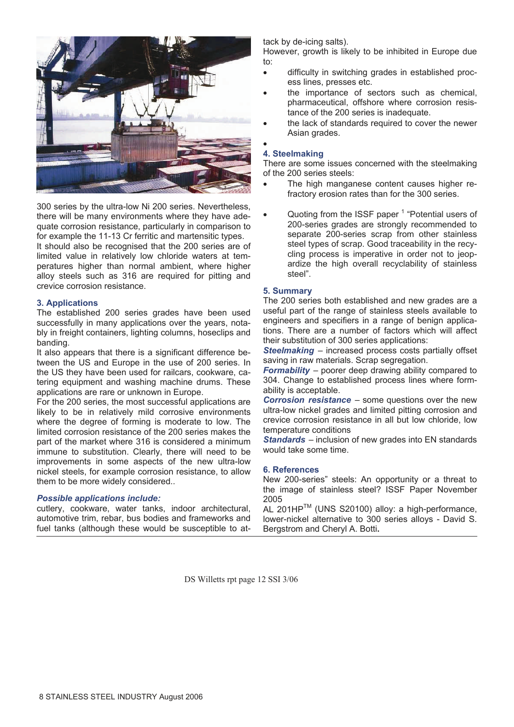300 series by the ultra-low Ni 200 series. Nevertheless, there will be many environments where they have adequate corrosion resistance, particularly in comparison to for example the 11-13 Cr ferritic and martensitic types.

It should also be recognised that the 200 series are of limited value in relatively low chloride waters at temperatures higher than normal ambient, where higher alloy steels such as 316 are required for pitting and crevice corrosion resistance.

### 3. Applications

The established 200 series grades have been used successfully in many applications over the years, notably in freight containers, lighting columns, hoseclips and banding.

It also appears that there is a significant difference between the US and Europe in the use of 200 series. In the US they have been used for railcars, cookware, catering equipment and washing machine drums. These applications are rare or unknown in Europe.

For the 200 series, the most successful applications are likely to be in relatively mild corrosive environments where the degree of forming is moderate to low. The limited corrosion resistance of the 200 series makes the part of the market where 316 is considered a minimum immune to substitution. Clearly, there will need to be improvements in some aspects of the new ultra-low nickel steels, for example corrosion resistance, to allow them to be more widely considered..

***Possible applications include:***

cutlery, cookware, water tanks, indoor architectural, automotive trim, rebar, bus bodies and frameworks and fuel tanks (although these would be susceptible to attack by de-icing salts).

However, growth is likely to be inhibited in Europe due to:

- difficulty in switching grades in established process lines, presses etc.
- the importance of sectors such as chemical, pharmaceutical, offshore where corrosion resistance of the 200 series is inadequate.
- the lack of standards required to cover the newer Asian grades.

### 4. Steelmaking

There are some issues concerned with the steelmaking of the 200 series steels:

- The high manganese content causes higher refractory erosion rates than for the 300 series.
- Quoting from the ISSF paper [1] "Potential users of 200-series grades are strongly recommended to separate 200-series scrap from other stainless steel types of scrap. Good traceability in the recycling process is imperative in order not to jeopardize the high overall recyclability of stainless steel".

### 5. Summary

The 200 series both established and new grades are a useful part of the range of stainless steels available to engineers and specifiers in a range of benign applications. There are a number of factors which will affect their substitution of 300 series applications:

***Steelmaking*** – increased process costs partially offset saving in raw materials. Scrap segregation.

***Formability*** – poorer deep drawing ability compared to 304. Change to established process lines where formability is acceptable.

***Corrosion resistance*** – some questions over the new ultra-low nickel grades and limited pitting corrosion and crevice corrosion resistance in all but low chloride, low temperature conditions

***Standards*** – inclusion of new grades into EN standards would take some time.

### 6. References

New 200-series" steels: An opportunity or a threat to the image of stainless steel? ISSF Paper November 2005

AL 201HP™ (UNS S20100) alloy: a high-performance, lower-nickel alternative to 300 series alloys - David S. Bergstrom and Cheryl A. Botti.

DS Willetts rpt page 12 SSI 3/06